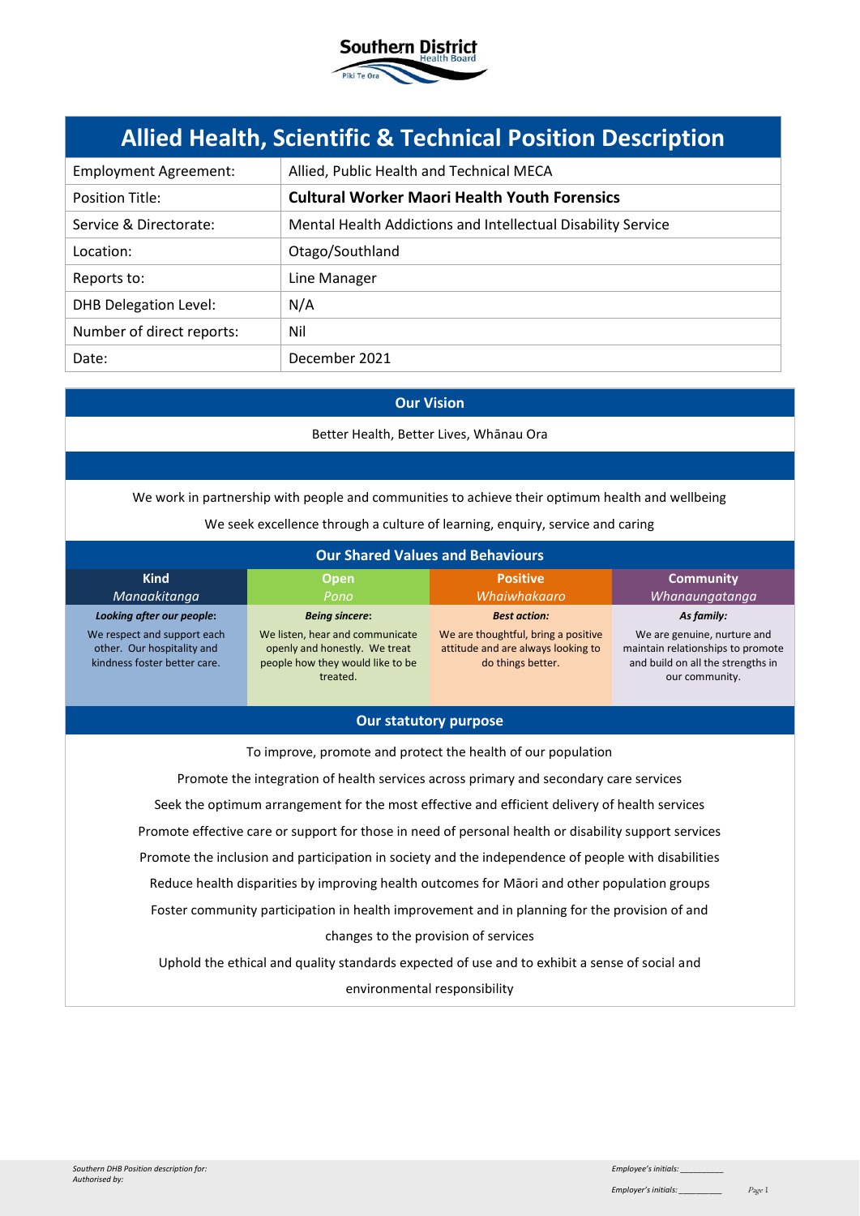# Allied Health, Scientific & Technical Position Description

| | |
|---|---|
| Employment Agreement: | Allied, Public Health and Technical MECA |
| Position Title: | **Cultural Worker Maori Health Youth Forensics** |
| Service & Directorate: | Mental Health Addictions and Intellectual Disability Service |
| Location: | Otago/Southland |
| Reports to: | Line Manager |
| DHB Delegation Level: | N/A |
| Number of direct reports: | Nil |
| Date: | December 2021 |

## Our Vision

Better Health, Better Lives, Whānau Ora

We work in partnership with people and communities to achieve their optimum health and wellbeing

We seek excellence through a culture of learning, enquiry, service and caring

## Our Shared Values and Behaviours

| **Kind** *Manaakitanga* | **Open** *Pono* | **Positive** *Whaiwhakaaro* | **Community** *Whanaungatanga* |
|---|---|---|---|
| ***Looking after our people:*** We respect and support each other. Our hospitality and kindness foster better care. | ***Being sincere:*** We listen, hear and communicate openly and honestly. We treat people how they would like to be treated. | ***Best action:*** We are thoughtful, bring a positive attitude and are always looking to do things better. | ***As family:*** We are genuine, nurture and maintain relationships to promote and build on all the strengths in our community. |

## Our statutory purpose

To improve, promote and protect the health of our population

Promote the integration of health services across primary and secondary care services

Seek the optimum arrangement for the most effective and efficient delivery of health services

Promote effective care or support for those in need of personal health or disability support services

Promote the inclusion and participation in society and the independence of people with disabilities

Reduce health disparities by improving health outcomes for Māori and other population groups

Foster community participation in health improvement and in planning for the provision of and changes to the provision of services

Uphold the ethical and quality standards expected of use and to exhibit a sense of social and environmental responsibility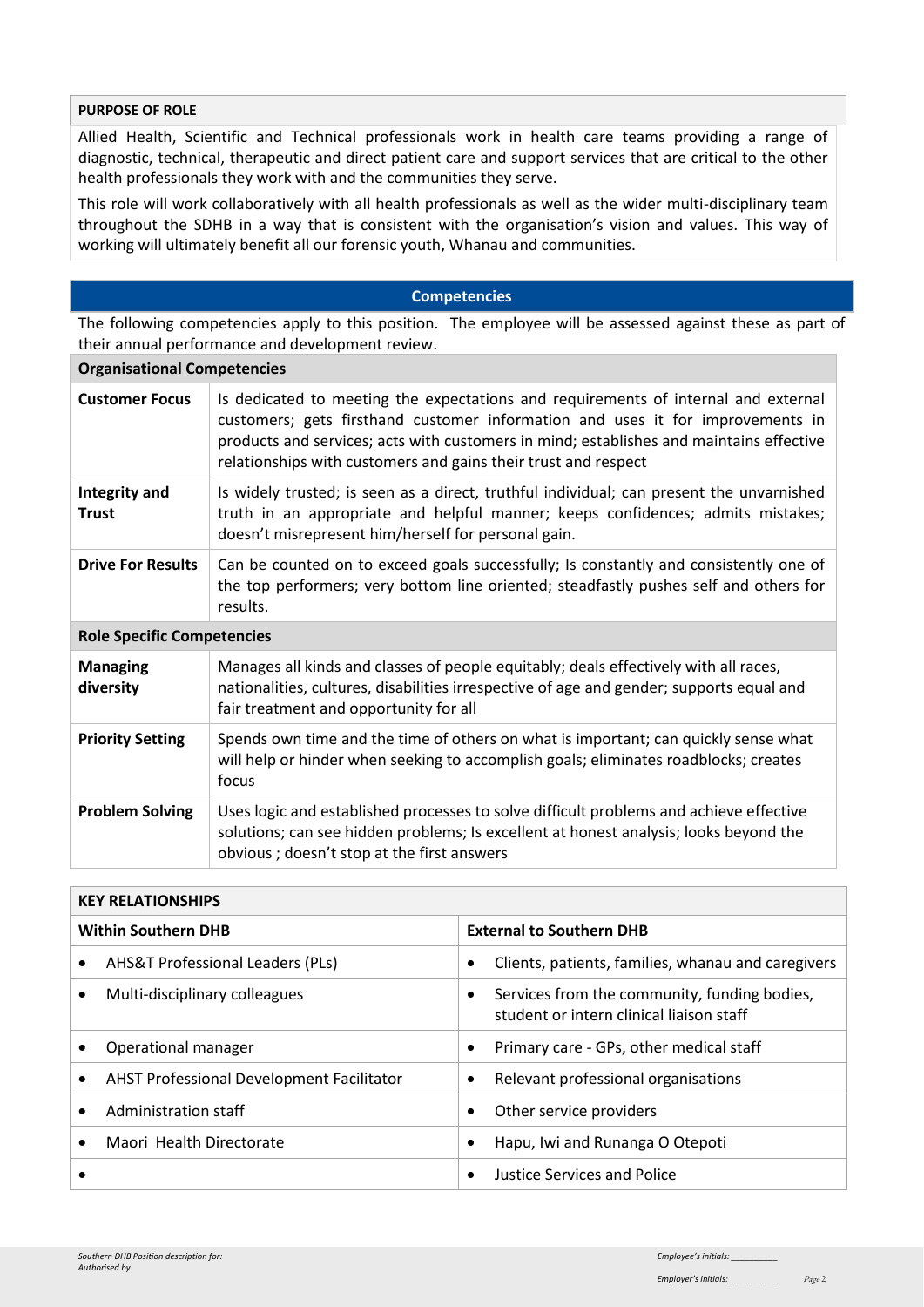## PURPOSE OF ROLE

Allied Health, Scientific and Technical professionals work in health care teams providing a range of diagnostic, technical, therapeutic and direct patient care and support services that are critical to the other health professionals they work with and the communities they serve.

This role will work collaboratively with all health professionals as well as the wider multi-disciplinary team throughout the SDHB in a way that is consistent with the organisation's vision and values. This way of working will ultimately benefit all our forensic youth, Whanau and communities.

## Competencies

The following competencies apply to this position. The employee will be assessed against these as part of their annual performance and development review.

| Organisational Competencies | |
|---|---|
| **Customer Focus** | Is dedicated to meeting the expectations and requirements of internal and external customers; gets firsthand customer information and uses it for improvements in products and services; acts with customers in mind; establishes and maintains effective relationships with customers and gains their trust and respect |
| **Integrity and Trust** | Is widely trusted; is seen as a direct, truthful individual; can present the unvarnished truth in an appropriate and helpful manner; keeps confidences; admits mistakes; doesn't misrepresent him/herself for personal gain. |
| **Drive For Results** | Can be counted on to exceed goals successfully; Is constantly and consistently one of the top performers; very bottom line oriented; steadfastly pushes self and others for results. |
| **Role Specific Competencies** | |
| **Managing diversity** | Manages all kinds and classes of people equitably; deals effectively with all races, nationalities, cultures, disabilities irrespective of age and gender; supports equal and fair treatment and opportunity for all |
| **Priority Setting** | Spends own time and the time of others on what is important; can quickly sense what will help or hinder when seeking to accomplish goals; eliminates roadblocks; creates focus |
| **Problem Solving** | Uses logic and established processes to solve difficult problems and achieve effective solutions; can see hidden problems; Is excellent at honest analysis; looks beyond the obvious ; doesn't stop at the first answers |

## KEY RELATIONSHIPS

| Within Southern DHB | External to Southern DHB |
|---|---|
| • AHS&T Professional Leaders (PLs) | • Clients, patients, families, whanau and caregivers |
| • Multi-disciplinary colleagues | • Services from the community, funding bodies, student or intern clinical liaison staff |
| • Operational manager | • Primary care - GPs, other medical staff |
| • AHST Professional Development Facilitator | • Relevant professional organisations |
| • Administration staff | • Other service providers |
| • Maori Health Directorate | • Hapu, Iwi and Runanga O Otepoti |
| • | • Justice Services and Police |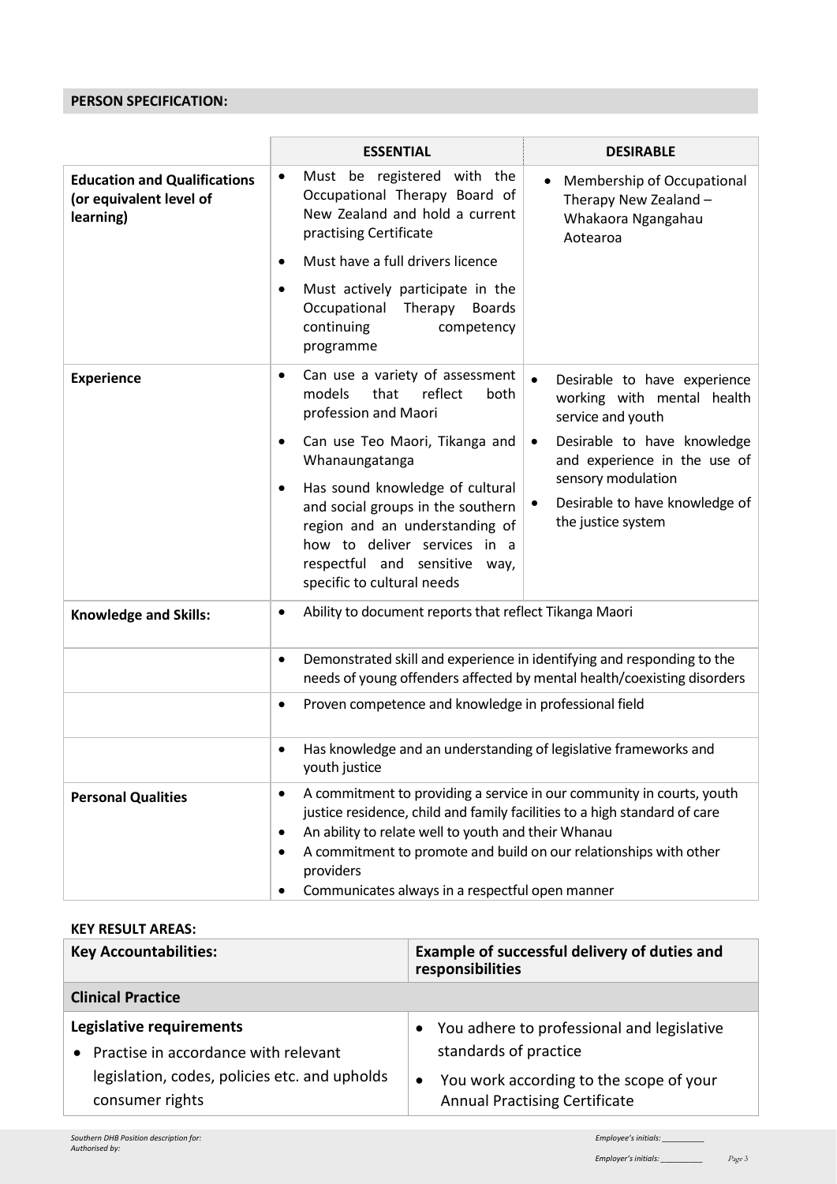## PERSON SPECIFICATION:

| | ESSENTIAL | DESIRABLE |
|---|---|---|
| **Education and Qualifications (or equivalent level of learning)** | • Must be registered with the Occupational Therapy Board of New Zealand and hold a current practising Certificate<br>• Must have a full drivers licence<br>• Must actively participate in the Occupational Therapy Boards continuing competency programme | • Membership of Occupational Therapy New Zealand – Whakaora Ngangahau Aotearoa |
| **Experience** | • Can use a variety of assessment models that reflect both profession and Maori<br>• Can use Teo Maori, Tikanga and Whanaungatanga<br>• Has sound knowledge of cultural and social groups in the southern region and an understanding of how to deliver services in a respectful and sensitive way, specific to cultural needs | • Desirable to have experience working with mental health service and youth<br>• Desirable to have knowledge and experience in the use of sensory modulation<br>• Desirable to have knowledge of the justice system |
| **Knowledge and Skills:** | • Ability to document reports that reflect Tikanga Maori | |
| | • Demonstrated skill and experience in identifying and responding to the needs of young offenders affected by mental health/coexisting disorders | |
| | • Proven competence and knowledge in professional field | |
| | • Has knowledge and an understanding of legislative frameworks and youth justice | |
| **Personal Qualities** | • A commitment to providing a service in our community in courts, youth justice residence, child and family facilities to a high standard of care<br>• An ability to relate well to youth and their Whanau<br>• A commitment to promote and build on our relationships with other providers<br>• Communicates always in a respectful open manner | |

## KEY RESULT AREAS:

| Key Accountabilities: | Example of successful delivery of duties and responsibilities |
|---|---|
| **Clinical Practice** | |
| **Legislative requirements**<br>• Practise in accordance with relevant legislation, codes, policies etc. and upholds consumer rights | • You adhere to professional and legislative standards of practice<br>• You work according to the scope of your Annual Practising Certificate |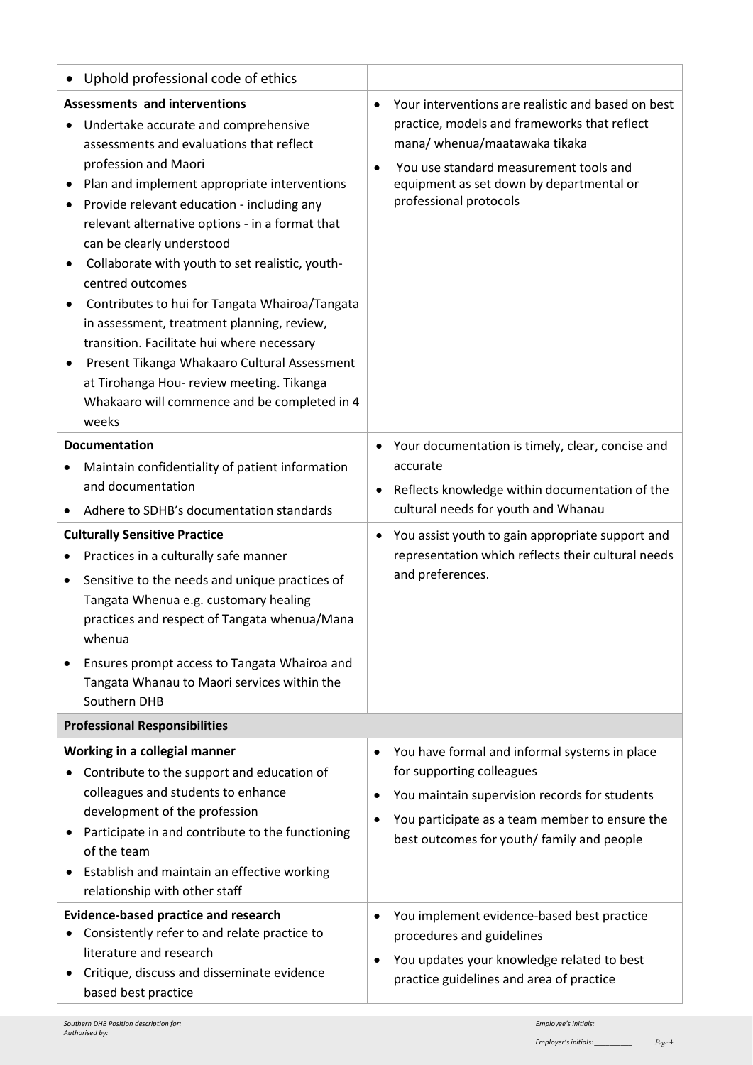| | |
|---|---|
| • Uphold professional code of ethics | |
| **Assessments and interventions**<br>• Undertake accurate and comprehensive assessments and evaluations that reflect profession and Maori<br>• Plan and implement appropriate interventions<br>• Provide relevant education - including any relevant alternative options - in a format that can be clearly understood<br>• Collaborate with youth to set realistic, youth-centred outcomes<br>• Contributes to hui for Tangata Whairoa/Tangata in assessment, treatment planning, review, transition. Facilitate hui where necessary<br>• Present Tikanga Whakaaro Cultural Assessment at Tirohanga Hou- review meeting. Tikanga Whakaaro will commence and be completed in 4 weeks | • Your interventions are realistic and based on best practice, models and frameworks that reflect mana/ whenua/maatawaka tikaka<br>• You use standard measurement tools and equipment as set down by departmental or professional protocols |
| **Documentation**<br>• Maintain confidentiality of patient information and documentation<br>• Adhere to SDHB's documentation standards | • Your documentation is timely, clear, concise and accurate<br>• Reflects knowledge within documentation of the cultural needs for youth and Whanau |
| **Culturally Sensitive Practice**<br>• Practices in a culturally safe manner<br>• Sensitive to the needs and unique practices of Tangata Whenua e.g. customary healing practices and respect of Tangata whenua/Mana whenua<br>• Ensures prompt access to Tangata Whairoa and Tangata Whanau to Maori services within the Southern DHB | • You assist youth to gain appropriate support and representation which reflects their cultural needs and preferences. |
| **Professional Responsibilities** | |
| **Working in a collegial manner**<br>• Contribute to the support and education of colleagues and students to enhance development of the profession<br>• Participate in and contribute to the functioning of the team<br>• Establish and maintain an effective working relationship with other staff | • You have formal and informal systems in place for supporting colleagues<br>• You maintain supervision records for students<br>• You participate as a team member to ensure the best outcomes for youth/ family and people |
| **Evidence-based practice and research**<br>• Consistently refer to and relate practice to literature and research<br>• Critique, discuss and disseminate evidence based best practice | • You implement evidence-based best practice procedures and guidelines<br>• You updates your knowledge related to best practice guidelines and area of practice |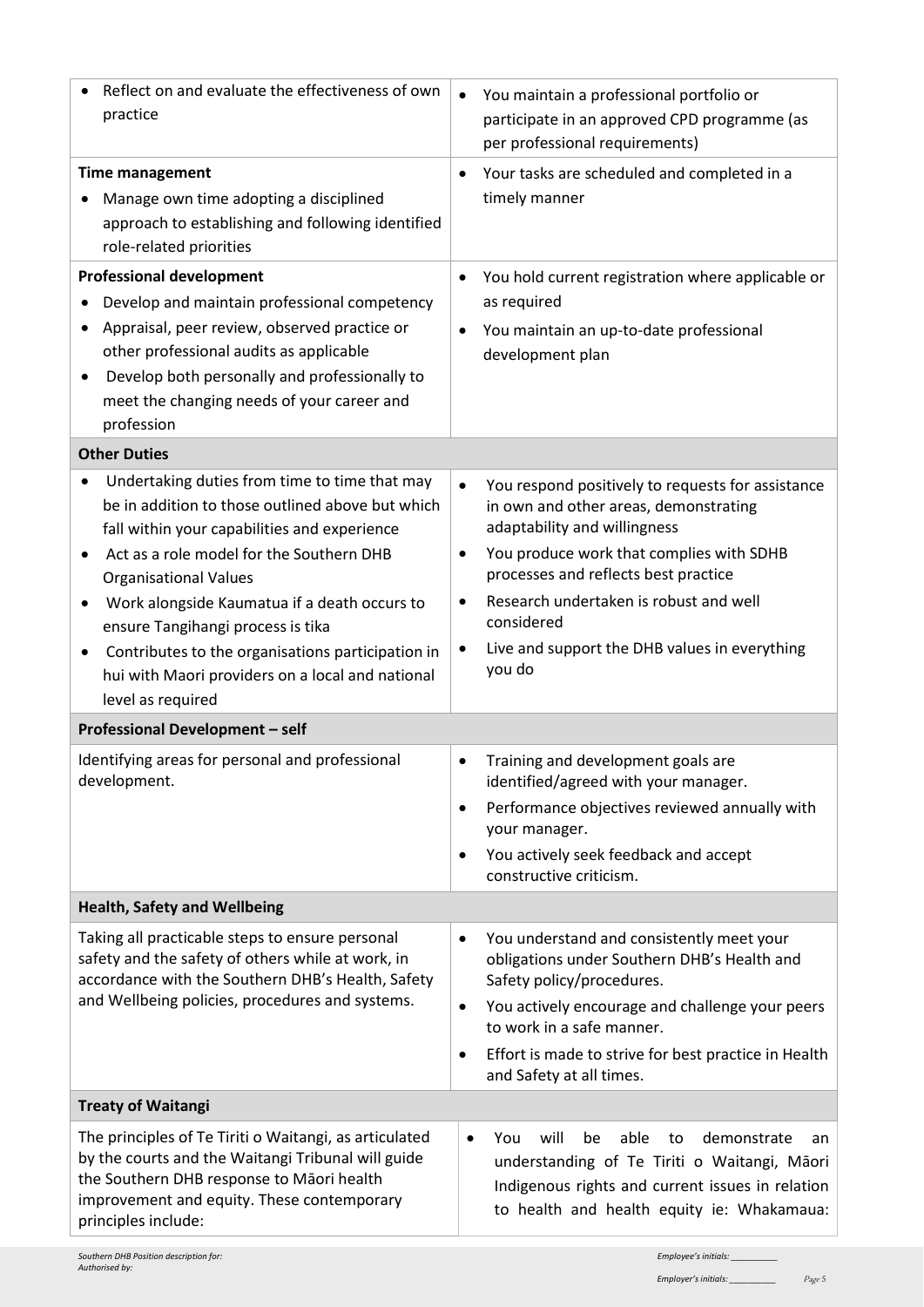| | |
|---|---|
| • Reflect on and evaluate the effectiveness of own practice | • You maintain a professional portfolio or participate in an approved CPD programme (as per professional requirements) |
| **Time management**<br>• Manage own time adopting a disciplined approach to establishing and following identified role-related priorities | • Your tasks are scheduled and completed in a timely manner |
| **Professional development**<br>• Develop and maintain professional competency<br>• Appraisal, peer review, observed practice or other professional audits as applicable<br>• Develop both personally and professionally to meet the changing needs of your career and profession | • You hold current registration where applicable or as required<br>• You maintain an up-to-date professional development plan |
| **Other Duties** | |
| • Undertaking duties from time to time that may be in addition to those outlined above but which fall within your capabilities and experience<br>• Act as a role model for the Southern DHB Organisational Values<br>• Work alongside Kaumatua if a death occurs to ensure Tangihangi process is tika<br>• Contributes to the organisations participation in hui with Maori providers on a local and national level as required | • You respond positively to requests for assistance in own and other areas, demonstrating adaptability and willingness<br>• You produce work that complies with SDHB processes and reflects best practice<br>• Research undertaken is robust and well considered<br>• Live and support the DHB values in everything you do |
| **Professional Development – self** | |
| Identifying areas for personal and professional development. | • Training and development goals are identified/agreed with your manager.<br>• Performance objectives reviewed annually with your manager.<br>• You actively seek feedback and accept constructive criticism. |
| **Health, Safety and Wellbeing** | |
| Taking all practicable steps to ensure personal safety and the safety of others while at work, in accordance with the Southern DHB's Health, Safety and Wellbeing policies, procedures and systems. | • You understand and consistently meet your obligations under Southern DHB's Health and Safety policy/procedures.<br>• You actively encourage and challenge your peers to work in a safe manner.<br>• Effort is made to strive for best practice in Health and Safety at all times. |
| **Treaty of Waitangi** | |
| The principles of Te Tiriti o Waitangi, as articulated by the courts and the Waitangi Tribunal will guide the Southern DHB response to Māori health improvement and equity. These contemporary principles include: | • You will be able to demonstrate an understanding of Te Tiriti o Waitangi, Māori Indigenous rights and current issues in relation to health and health equity ie: Whakamaua: |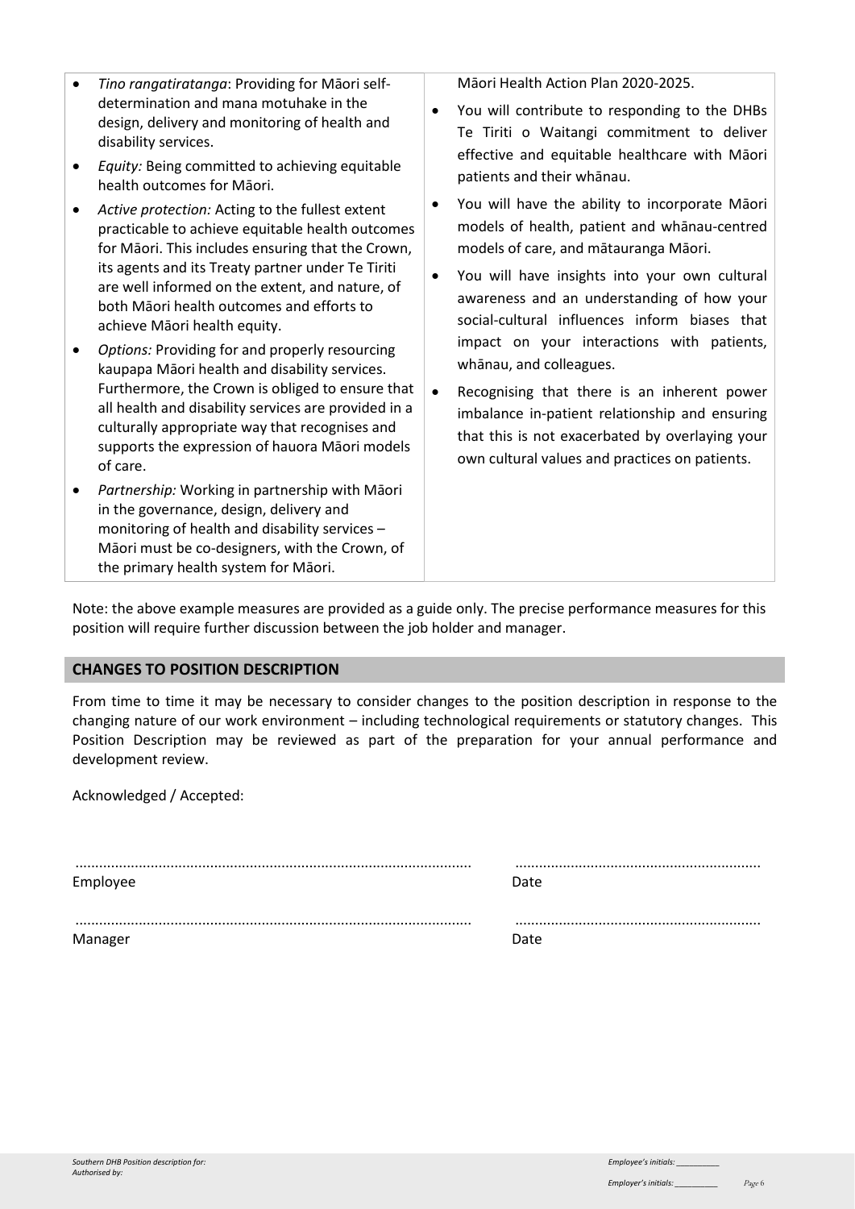| | |
|---|---|
| • *Tino rangatiratanga*: Providing for Māori self-determination and mana motuhake in the design, delivery and monitoring of health and disability services.<br>• *Equity:* Being committed to achieving equitable health outcomes for Māori.<br>• *Active protection:* Acting to the fullest extent practicable to achieve equitable health outcomes for Māori. This includes ensuring that the Crown, its agents and its Treaty partner under Te Tiriti are well informed on the extent, and nature, of both Māori health outcomes and efforts to achieve Māori health equity.<br>• *Options:* Providing for and properly resourcing kaupapa Māori health and disability services. Furthermore, the Crown is obliged to ensure that all health and disability services are provided in a culturally appropriate way that recognises and supports the expression of hauora Māori models of care.<br>• *Partnership:* Working in partnership with Māori in the governance, design, delivery and monitoring of health and disability services – Māori must be co-designers, with the Crown, of the primary health system for Māori. | Māori Health Action Plan 2020-2025.<br>• You will contribute to responding to the DHBs Te Tiriti o Waitangi commitment to deliver effective and equitable healthcare with Māori patients and their whānau.<br>• You will have the ability to incorporate Māori models of health, patient and whānau-centred models of care, and mātauranga Māori.<br>• You will have insights into your own cultural awareness and an understanding of how your social-cultural influences inform biases that impact on your interactions with patients, whānau, and colleagues.<br>• Recognising that there is an inherent power imbalance in-patient relationship and ensuring that this is not exacerbated by overlaying your own cultural values and practices on patients. |

Note: the above example measures are provided as a guide only. The precise performance measures for this position will require further discussion between the job holder and manager.

## CHANGES TO POSITION DESCRIPTION

From time to time it may be necessary to consider changes to the position description in response to the changing nature of our work environment – including technological requirements or statutory changes. This Position Description may be reviewed as part of the preparation for your annual performance and development review.

Acknowledged / Accepted:

.................................................................................................... ..............................................................

Employee Date

.................................................................................................... ..............................................................

Manager Date